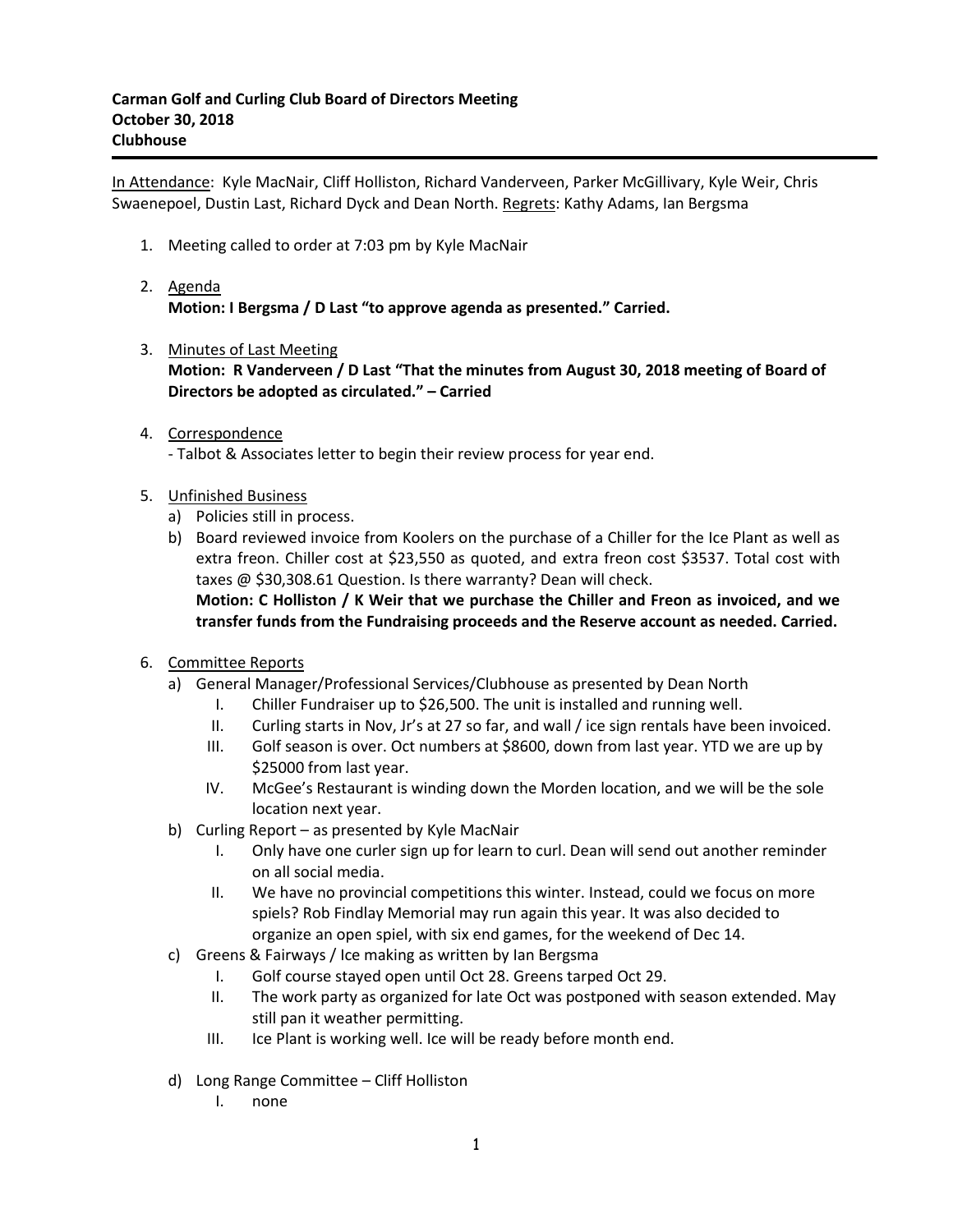**Carman Golf and Curling Club Board of Directors Meeting**
**October 30, 2018**
**Clubhouse**

---

<u>In Attendance</u>: Kyle MacNair, Cliff Holliston, Richard Vanderveen, Parker McGillivary, Kyle Weir, Chris Swaenepoel, Dustin Last, Richard Dyck and Dean North. <u>Regrets</u>: Kathy Adams, Ian Bergsma

1. Meeting called to order at 7:03 pm by Kyle MacNair

2. <u>Agenda</u>
   **Motion: I Bergsma / D Last "to approve agenda as presented." Carried.**

3. <u>Minutes of Last Meeting</u>
   **Motion: R Vanderveen / D Last "That the minutes from August 30, 2018 meeting of Board of Directors be adopted as circulated." – Carried**

4. <u>Correspondence</u>
   - Talbot & Associates letter to begin their review process for year end.

5. <u>Unfinished Business</u>
   a) Policies still in process.
   b) Board reviewed invoice from Koolers on the purchase of a Chiller for the Ice Plant as well as extra freon. Chiller cost at $23,550 as quoted, and extra freon cost $3537. Total cost with taxes @ $30,308.61 Question. Is there warranty? Dean will check.
   **Motion: C Holliston / K Weir that we purchase the Chiller and Freon as invoiced, and we transfer funds from the Fundraising proceeds and the Reserve account as needed. Carried.**

6. <u>Committee Reports</u>
   a) General Manager/Professional Services/Clubhouse as presented by Dean North
      I. Chiller Fundraiser up to $26,500. The unit is installed and running well.
      II. Curling starts in Nov, Jr's at 27 so far, and wall / ice sign rentals have been invoiced.
      III. Golf season is over. Oct numbers at $8600, down from last year. YTD we are up by $25000 from last year.
      IV. McGee's Restaurant is winding down the Morden location, and we will be the sole location next year.
   b) Curling Report – as presented by Kyle MacNair
      I. Only have one curler sign up for learn to curl. Dean will send out another reminder on all social media.
      II. We have no provincial competitions this winter. Instead, could we focus on more spiels? Rob Findlay Memorial may run again this year. It was also decided to organize an open spiel, with six end games, for the weekend of Dec 14.
   c) Greens & Fairways / Ice making as written by Ian Bergsma
      I. Golf course stayed open until Oct 28. Greens tarped Oct 29.
      II. The work party as organized for late Oct was postponed with season extended. May still pan it weather permitting.
      III. Ice Plant is working well. Ice will be ready before month end.
   d) Long Range Committee – Cliff Holliston
      I. none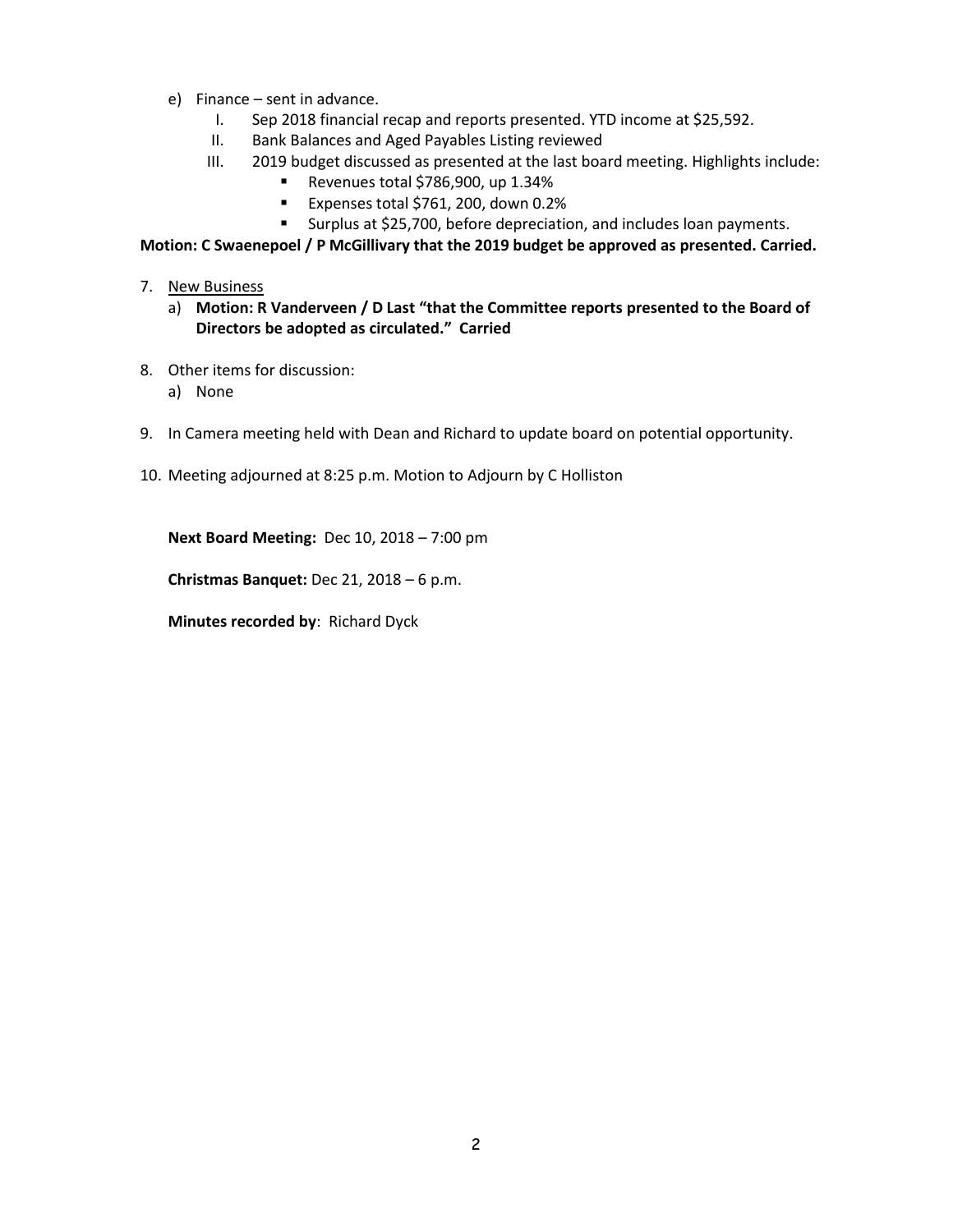e) Finance – sent in advance.
   I. Sep 2018 financial recap and reports presented. YTD income at $25,592.
   II. Bank Balances and Aged Payables Listing reviewed
   III. 2019 budget discussed as presented at the last board meeting. Highlights include:
      - Revenues total $786,900, up 1.34%
      - Expenses total $761, 200, down 0.2%
      - Surplus at $25,700, before depreciation, and includes loan payments.

**Motion: C Swaenepoel / P McGillivary that the 2019 budget be approved as presented. Carried.**

7. New Business
   a) **Motion: R Vanderveen / D Last "that the Committee reports presented to the Board of Directors be adopted as circulated." Carried**

8. Other items for discussion:
   a) None

9. In Camera meeting held with Dean and Richard to update board on potential opportunity.

10. Meeting adjourned at 8:25 p.m. Motion to Adjourn by C Holliston

**Next Board Meeting:** Dec 10, 2018 – 7:00 pm

**Christmas Banquet:** Dec 21, 2018 – 6 p.m.

**Minutes recorded by**: Richard Dyck